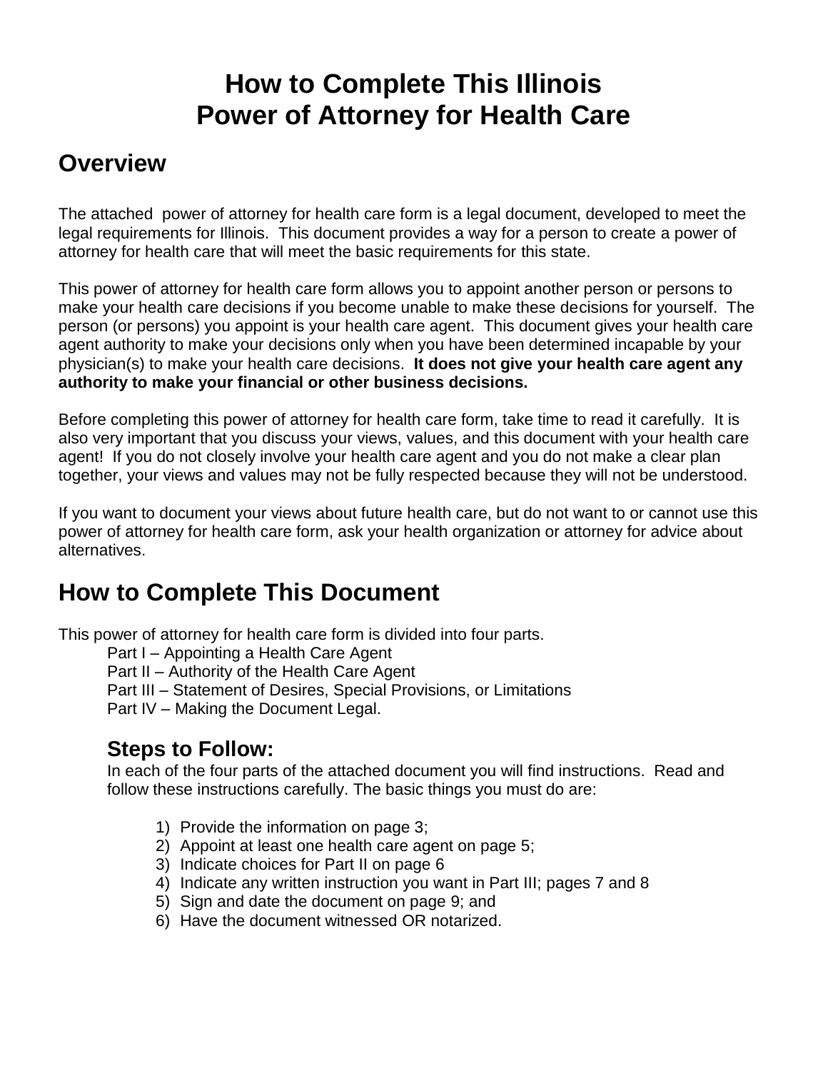# How to Complete This Illinois Power of Attorney for Health Care

## Overview

The attached power of attorney for health care form is a legal document, developed to meet the legal requirements for Illinois. This document provides a way for a person to create a power of attorney for health care that will meet the basic requirements for this state.

This power of attorney for health care form allows you to appoint another person or persons to make your health care decisions if you become unable to make these decisions for yourself. The person (or persons) you appoint is your health care agent. This document gives your health care agent authority to make your decisions only when you have been determined incapable by your physician(s) to make your health care decisions. **It does not give your health care agent any authority to make your financial or other business decisions.**

Before completing this power of attorney for health care form, take time to read it carefully. It is also very important that you discuss your views, values, and this document with your health care agent! If you do not closely involve your health care agent and you do not make a clear plan together, your views and values may not be fully respected because they will not be understood.

If you want to document your views about future health care, but do not want to or cannot use this power of attorney for health care form, ask your health organization or attorney for advice about alternatives.

## How to Complete This Document

This power of attorney for health care form is divided into four parts.

- Part I – Appointing a Health Care Agent
- Part II – Authority of the Health Care Agent
- Part III – Statement of Desires, Special Provisions, or Limitations
- Part IV – Making the Document Legal.

### Steps to Follow:

In each of the four parts of the attached document you will find instructions. Read and follow these instructions carefully. The basic things you must do are:

1) Provide the information on page 3;
2) Appoint at least one health care agent on page 5;
3) Indicate choices for Part II on page 6
4) Indicate any written instruction you want in Part III; pages 7 and 8
5) Sign and date the document on page 9; and
6) Have the document witnessed OR notarized.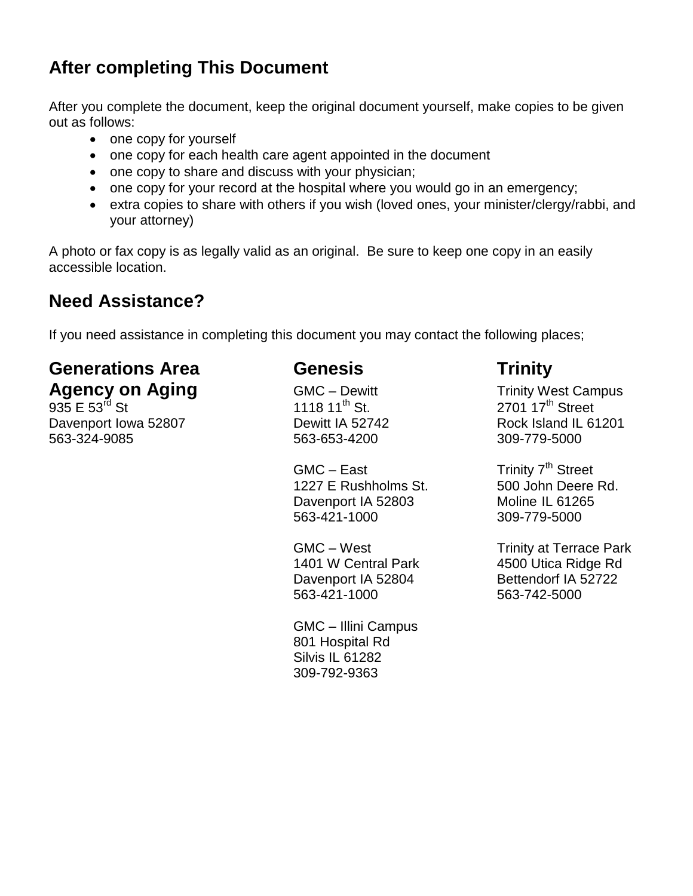## After completing This Document

After you complete the document, keep the original document yourself, make copies to be given out as follows:

- one copy for yourself
- one copy for each health care agent appointed in the document
- one copy to share and discuss with your physician;
- one copy for your record at the hospital where you would go in an emergency;
- extra copies to share with others if you wish (loved ones, your minister/clergy/rabbi, and your attorney)

A photo or fax copy is as legally valid as an original. Be sure to keep one copy in an easily accessible location.

## Need Assistance?

If you need assistance in completing this document you may contact the following places;

### Generations Area Agency on Aging

935 E 53rd St
Davenport Iowa 52807
563-324-9085

### Genesis

GMC – Dewitt
1118 11th St.
Dewitt IA 52742
563-653-4200

GMC – East
1227 E Rushholms St.
Davenport IA 52803
563-421-1000

GMC – West
1401 W Central Park
Davenport IA 52804
563-421-1000

GMC – Illini Campus
801 Hospital Rd
Silvis IL 61282
309-792-9363

### Trinity

Trinity West Campus
2701 17th Street
Rock Island IL 61201
309-779-5000

Trinity 7th Street
500 John Deere Rd.
Moline IL 61265
309-779-5000

Trinity at Terrace Park
4500 Utica Ridge Rd
Bettendorf IA 52722
563-742-5000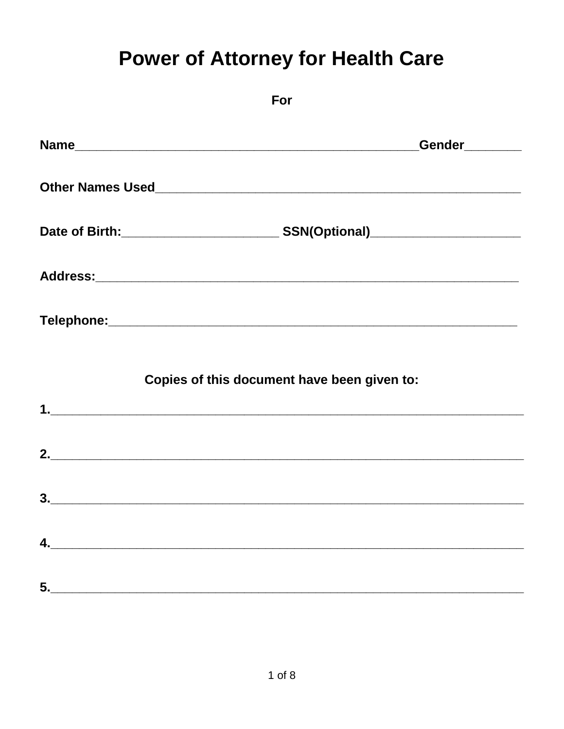# Power of Attorney for Health Care

**For**

**Name**\_\_\_\_\_\_\_\_\_\_\_\_\_\_\_\_\_\_\_\_\_\_\_\_\_\_\_\_\_\_\_\_\_\_\_\_\_\_\_\_\_\_\_\_\_\_\_\_\_\_\_\_**Gender**\_\_\_\_\_\_\_\_

**Other Names Used**\_\_\_\_\_\_\_\_\_\_\_\_\_\_\_\_\_\_\_\_\_\_\_\_\_\_\_\_\_\_\_\_\_\_\_\_\_\_\_\_\_\_\_\_\_\_\_\_\_\_\_\_\_\_\_\_

**Date of Birth:**\_\_\_\_\_\_\_\_\_\_\_\_\_\_\_\_\_\_\_\_\_\_\_\_ **SSN(Optional)**\_\_\_\_\_\_\_\_\_\_\_\_\_\_\_\_\_\_\_\_\_\_

**Address:**\_\_\_\_\_\_\_\_\_\_\_\_\_\_\_\_\_\_\_\_\_\_\_\_\_\_\_\_\_\_\_\_\_\_\_\_\_\_\_\_\_\_\_\_\_\_\_\_\_\_\_\_\_\_\_\_\_\_\_\_\_\_\_\_\_

**Telephone:**\_\_\_\_\_\_\_\_\_\_\_\_\_\_\_\_\_\_\_\_\_\_\_\_\_\_\_\_\_\_\_\_\_\_\_\_\_\_\_\_\_\_\_\_\_\_\_\_\_\_\_\_\_\_\_\_\_\_\_\_\_\_

**Copies of this document have been given to:**

**1.**\_\_\_\_\_\_\_\_\_\_\_\_\_\_\_\_\_\_\_\_\_\_\_\_\_\_\_\_\_\_\_\_\_\_\_\_\_\_\_\_\_\_\_\_\_\_\_\_\_\_\_\_\_\_\_\_\_\_\_\_\_\_\_\_\_\_\_\_\_\_\_

**2.**\_\_\_\_\_\_\_\_\_\_\_\_\_\_\_\_\_\_\_\_\_\_\_\_\_\_\_\_\_\_\_\_\_\_\_\_\_\_\_\_\_\_\_\_\_\_\_\_\_\_\_\_\_\_\_\_\_\_\_\_\_\_\_\_\_\_\_\_\_\_\_

**3.**\_\_\_\_\_\_\_\_\_\_\_\_\_\_\_\_\_\_\_\_\_\_\_\_\_\_\_\_\_\_\_\_\_\_\_\_\_\_\_\_\_\_\_\_\_\_\_\_\_\_\_\_\_\_\_\_\_\_\_\_\_\_\_\_\_\_\_\_\_\_\_

**4.**\_\_\_\_\_\_\_\_\_\_\_\_\_\_\_\_\_\_\_\_\_\_\_\_\_\_\_\_\_\_\_\_\_\_\_\_\_\_\_\_\_\_\_\_\_\_\_\_\_\_\_\_\_\_\_\_\_\_\_\_\_\_\_\_\_\_\_\_\_\_\_

**5.**\_\_\_\_\_\_\_\_\_\_\_\_\_\_\_\_\_\_\_\_\_\_\_\_\_\_\_\_\_\_\_\_\_\_\_\_\_\_\_\_\_\_\_\_\_\_\_\_\_\_\_\_\_\_\_\_\_\_\_\_\_\_\_\_\_\_\_\_\_\_\_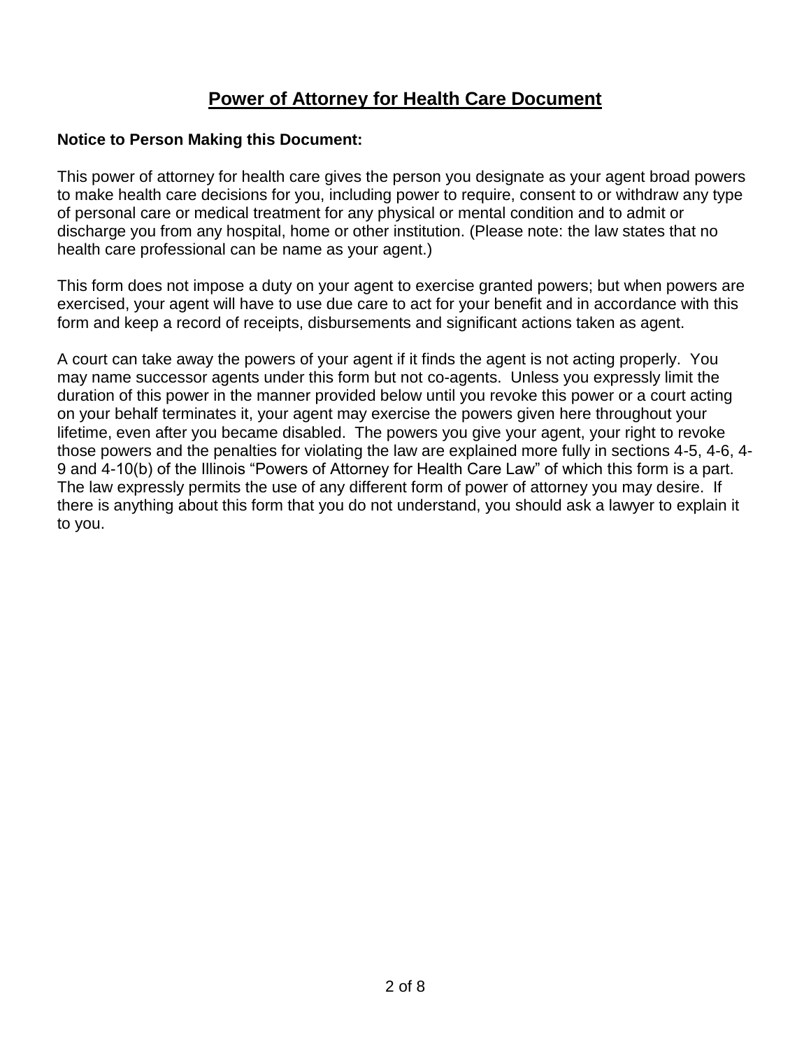# Power of Attorney for Health Care Document

**Notice to Person Making this Document:**

This power of attorney for health care gives the person you designate as your agent broad powers to make health care decisions for you, including power to require, consent to or withdraw any type of personal care or medical treatment for any physical or mental condition and to admit or discharge you from any hospital, home or other institution. (Please note: the law states that no health care professional can be name as your agent.)

This form does not impose a duty on your agent to exercise granted powers; but when powers are exercised, your agent will have to use due care to act for your benefit and in accordance with this form and keep a record of receipts, disbursements and significant actions taken as agent.

A court can take away the powers of your agent if it finds the agent is not acting properly. You may name successor agents under this form but not co-agents. Unless you expressly limit the duration of this power in the manner provided below until you revoke this power or a court acting on your behalf terminates it, your agent may exercise the powers given here throughout your lifetime, even after you became disabled. The powers you give your agent, your right to revoke those powers and the penalties for violating the law are explained more fully in sections 4-5, 4-6, 4-9 and 4-10(b) of the Illinois "Powers of Attorney for Health Care Law" of which this form is a part. The law expressly permits the use of any different form of power of attorney you may desire. If there is anything about this form that you do not understand, you should ask a lawyer to explain it to you.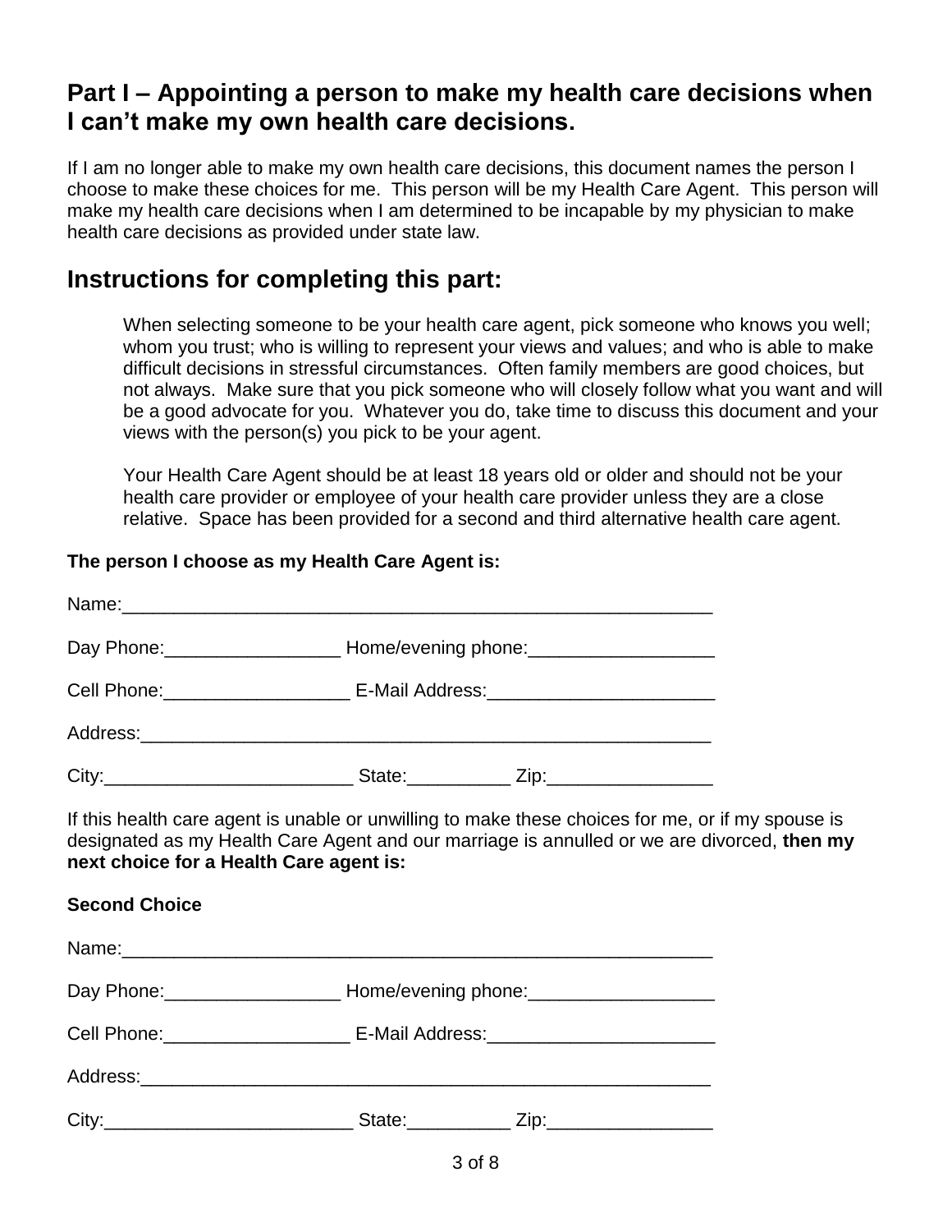## Part I – Appointing a person to make my health care decisions when I can't make my own health care decisions.

If I am no longer able to make my own health care decisions, this document names the person I choose to make these choices for me. This person will be my Health Care Agent. This person will make my health care decisions when I am determined to be incapable by my physician to make health care decisions as provided under state law.

## Instructions for completing this part:

When selecting someone to be your health care agent, pick someone who knows you well; whom you trust; who is willing to represent your views and values; and who is able to make difficult decisions in stressful circumstances. Often family members are good choices, but not always. Make sure that you pick someone who will closely follow what you want and will be a good advocate for you. Whatever you do, take time to discuss this document and your views with the person(s) you pick to be your agent.

Your Health Care Agent should be at least 18 years old or older and should not be your health care provider or employee of your health care provider unless they are a close relative. Space has been provided for a second and third alternative health care agent.

**The person I choose as my Health Care Agent is:**

Name:_____________________________________________________________

Day Phone:_________________ Home/evening phone:__________________

Cell Phone:__________________ E-Mail Address:______________________

Address:___________________________________________________________

City:________________________ State:__________ Zip:________________

If this health care agent is unable or unwilling to make these choices for me, or if my spouse is designated as my Health Care Agent and our marriage is annulled or we are divorced, **then my next choice for a Health Care agent is:**

**Second Choice**

Name:_____________________________________________________________

Day Phone:_________________ Home/evening phone:__________________

Cell Phone:__________________ E-Mail Address:______________________

Address:___________________________________________________________

City:________________________ State:__________ Zip:________________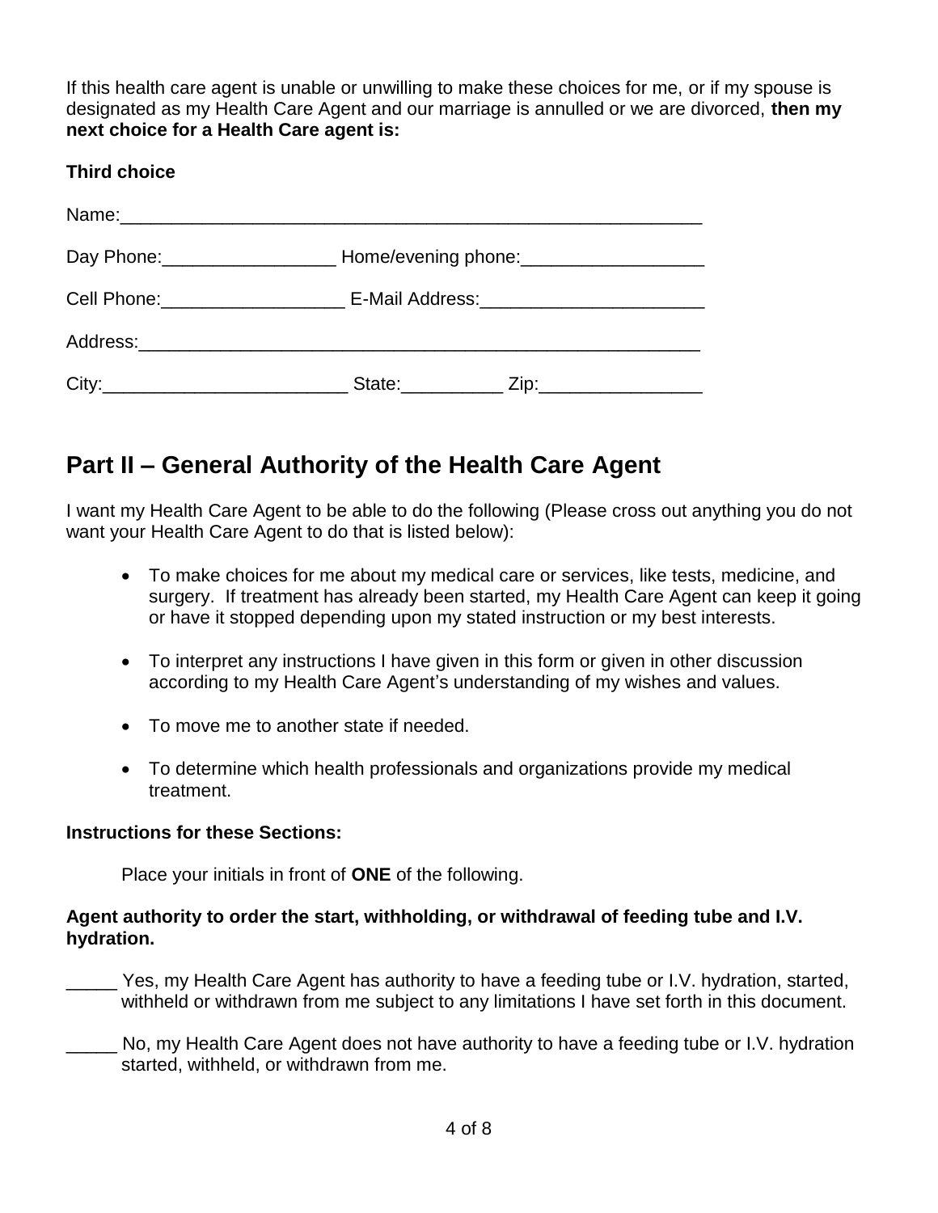If this health care agent is unable or unwilling to make these choices for me, or if my spouse is designated as my Health Care Agent and our marriage is annulled or we are divorced, **then my next choice for a Health Care agent is:**

**Third choice**

Name:___________________________________________________________

Day Phone:_________________ Home/evening phone:__________________

Cell Phone:__________________ E-Mail Address:______________________

Address:_________________________________________________________

City:________________________ State:__________ Zip:________________

## Part II – General Authority of the Health Care Agent

I want my Health Care Agent to be able to do the following (Please cross out anything you do not want your Health Care Agent to do that is listed below):

- To make choices for me about my medical care or services, like tests, medicine, and surgery. If treatment has already been started, my Health Care Agent can keep it going or have it stopped depending upon my stated instruction or my best interests.
- To interpret any instructions I have given in this form or given in other discussion according to my Health Care Agent's understanding of my wishes and values.
- To move me to another state if needed.
- To determine which health professionals and organizations provide my medical treatment.

**Instructions for these Sections:**

Place your initials in front of **ONE** of the following.

**Agent authority to order the start, withholding, or withdrawal of feeding tube and I.V. hydration.**

_____ Yes, my Health Care Agent has authority to have a feeding tube or I.V. hydration, started, withheld or withdrawn from me subject to any limitations I have set forth in this document.

_____ No, my Health Care Agent does not have authority to have a feeding tube or I.V. hydration started, withheld, or withdrawn from me.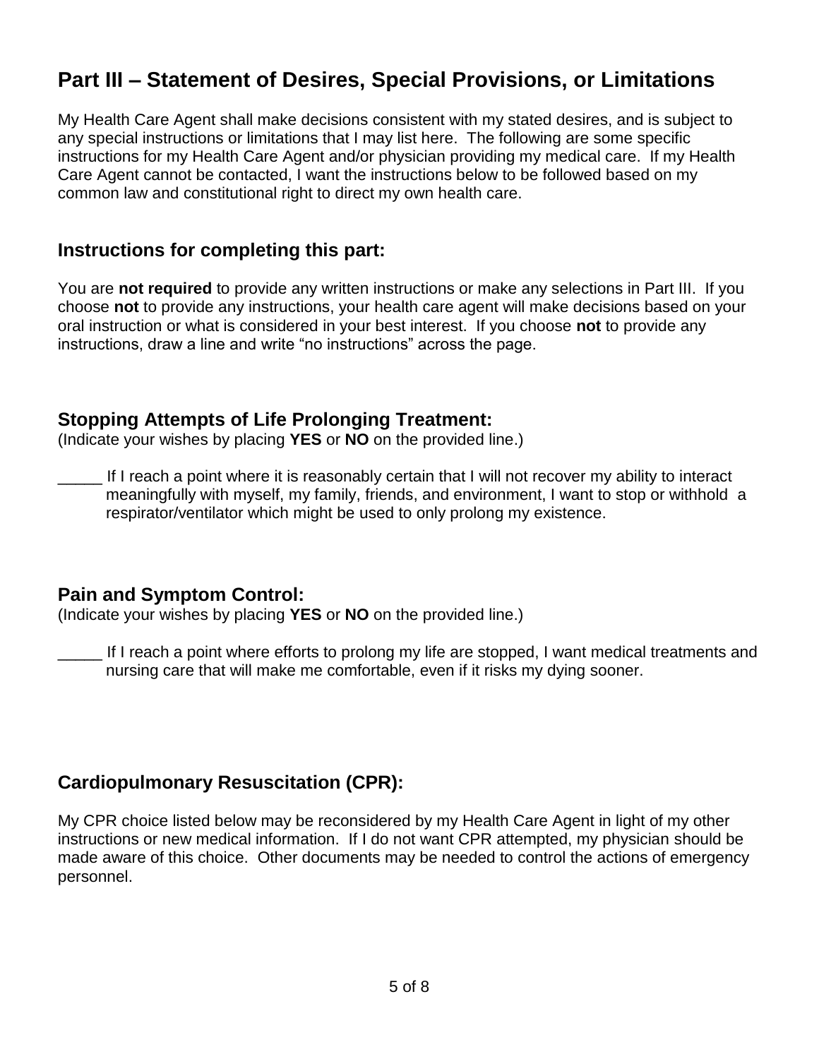## Part III – Statement of Desires, Special Provisions, or Limitations

My Health Care Agent shall make decisions consistent with my stated desires, and is subject to any special instructions or limitations that I may list here. The following are some specific instructions for my Health Care Agent and/or physician providing my medical care. If my Health Care Agent cannot be contacted, I want the instructions below to be followed based on my common law and constitutional right to direct my own health care.

### Instructions for completing this part:

You are **not required** to provide any written instructions or make any selections in Part III. If you choose **not** to provide any instructions, your health care agent will make decisions based on your oral instruction or what is considered in your best interest. If you choose **not** to provide any instructions, draw a line and write "no instructions" across the page.

### Stopping Attempts of Life Prolonging Treatment:

(Indicate your wishes by placing **YES** or **NO** on the provided line.)

_____ If I reach a point where it is reasonably certain that I will not recover my ability to interact meaningfully with myself, my family, friends, and environment, I want to stop or withhold a respirator/ventilator which might be used to only prolong my existence.

### Pain and Symptom Control:

(Indicate your wishes by placing **YES** or **NO** on the provided line.)

_____ If I reach a point where efforts to prolong my life are stopped, I want medical treatments and nursing care that will make me comfortable, even if it risks my dying sooner.

### Cardiopulmonary Resuscitation (CPR):

My CPR choice listed below may be reconsidered by my Health Care Agent in light of my other instructions or new medical information. If I do not want CPR attempted, my physician should be made aware of this choice. Other documents may be needed to control the actions of emergency personnel.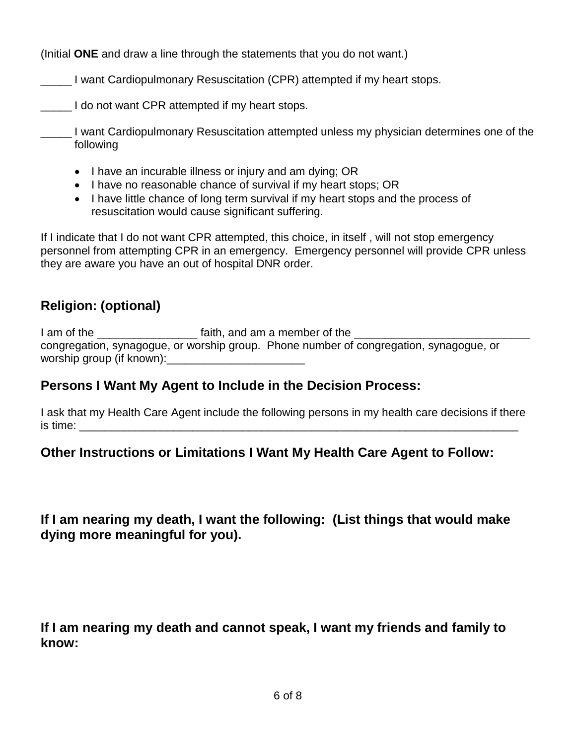(Initial **ONE** and draw a line through the statements that you do not want.)

_____ I want Cardiopulmonary Resuscitation (CPR) attempted if my heart stops.

_____ I do not want CPR attempted if my heart stops.

_____ I want Cardiopulmonary Resuscitation attempted unless my physician determines one of the following

- I have an incurable illness or injury and am dying; OR
- I have no reasonable chance of survival if my heart stops; OR
- I have little chance of long term survival if my heart stops and the process of resuscitation would cause significant suffering.

If I indicate that I do not want CPR attempted, this choice, in itself , will not stop emergency personnel from attempting CPR in an emergency. Emergency personnel will provide CPR unless they are aware you have an out of hospital DNR order.

## Religion: (optional)

I am of the ________________ faith, and am a member of the ____________________________ congregation, synagogue, or worship group. Phone number of congregation, synagogue, or worship group (if known):______________________

## Persons I Want My Agent to Include in the Decision Process:

I ask that my Health Care Agent include the following persons in my health care decisions if there is time: ________________________________________________________________________

## Other Instructions or Limitations I Want My Health Care Agent to Follow:

## If I am nearing my death, I want the following: (List things that would make dying more meaningful for you).

## If I am nearing my death and cannot speak, I want my friends and family to know: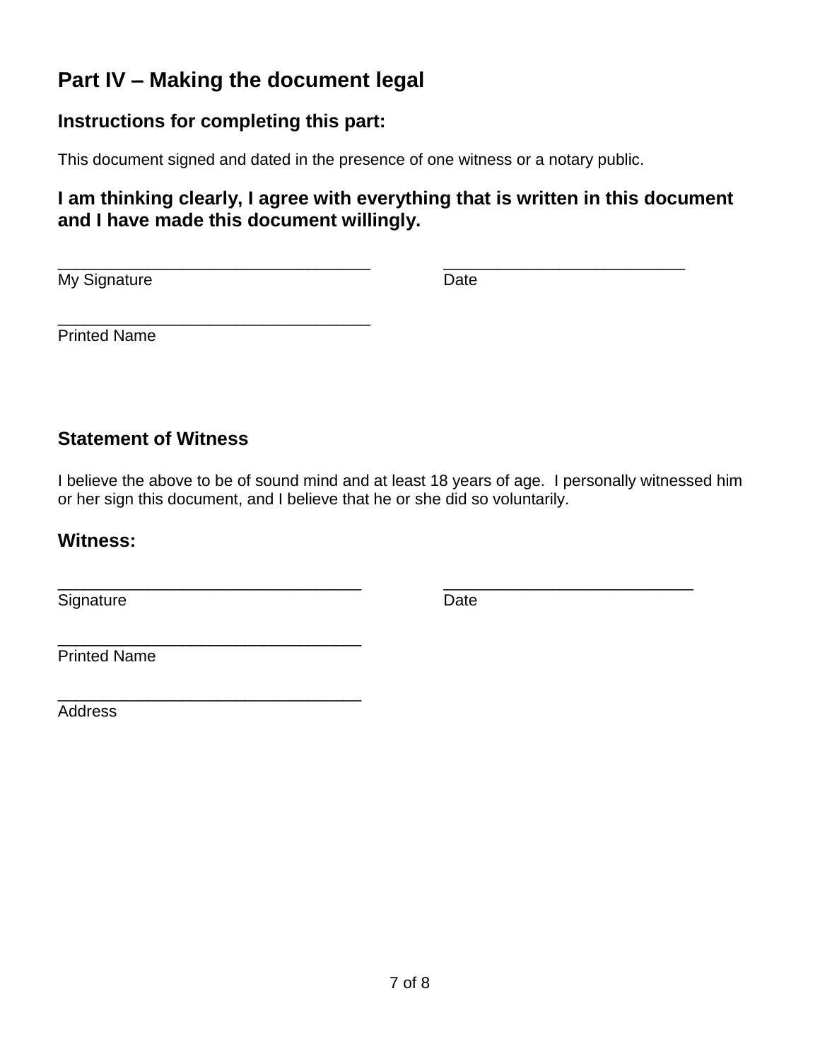## Part IV – Making the document legal

### Instructions for completing this part:

This document signed and dated in the presence of one witness or a notary public.

### I am thinking clearly, I agree with everything that is written in this document and I have made this document willingly.

___________________________________ ___________________________

My Signature Date

___________________________________

Printed Name

### Statement of Witness

I believe the above to be of sound mind and at least 18 years of age. I personally witnessed him or her sign this document, and I believe that he or she did so voluntarily.

### Witness:

__________________________________ ____________________________

Signature Date

__________________________________

Printed Name

__________________________________

Address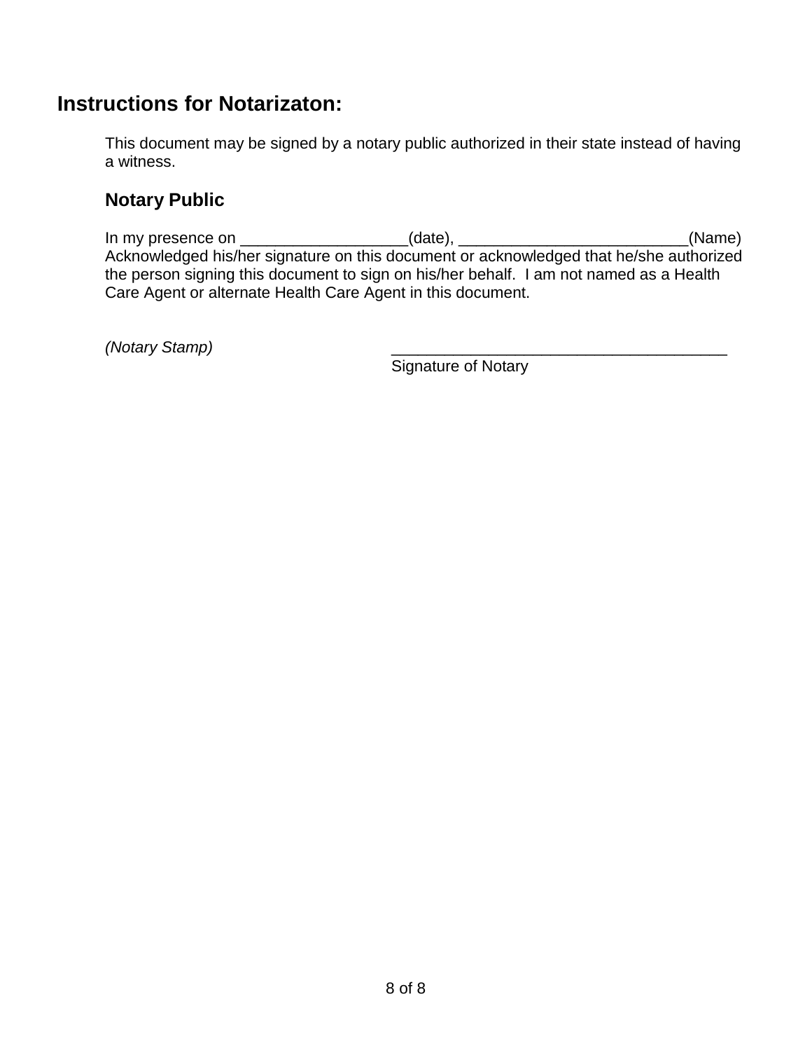## Instructions for Notarizaton:

This document may be signed by a notary public authorized in their state instead of having a witness.

### Notary Public

In my presence on ___________________(date), __________________________(Name) Acknowledged his/her signature on this document or acknowledged that he/she authorized the person signing this document to sign on his/her behalf.  I am not named as a Health Care Agent or alternate Health Care Agent in this document.

*(Notary Stamp)*

______________________________________
Signature of Notary